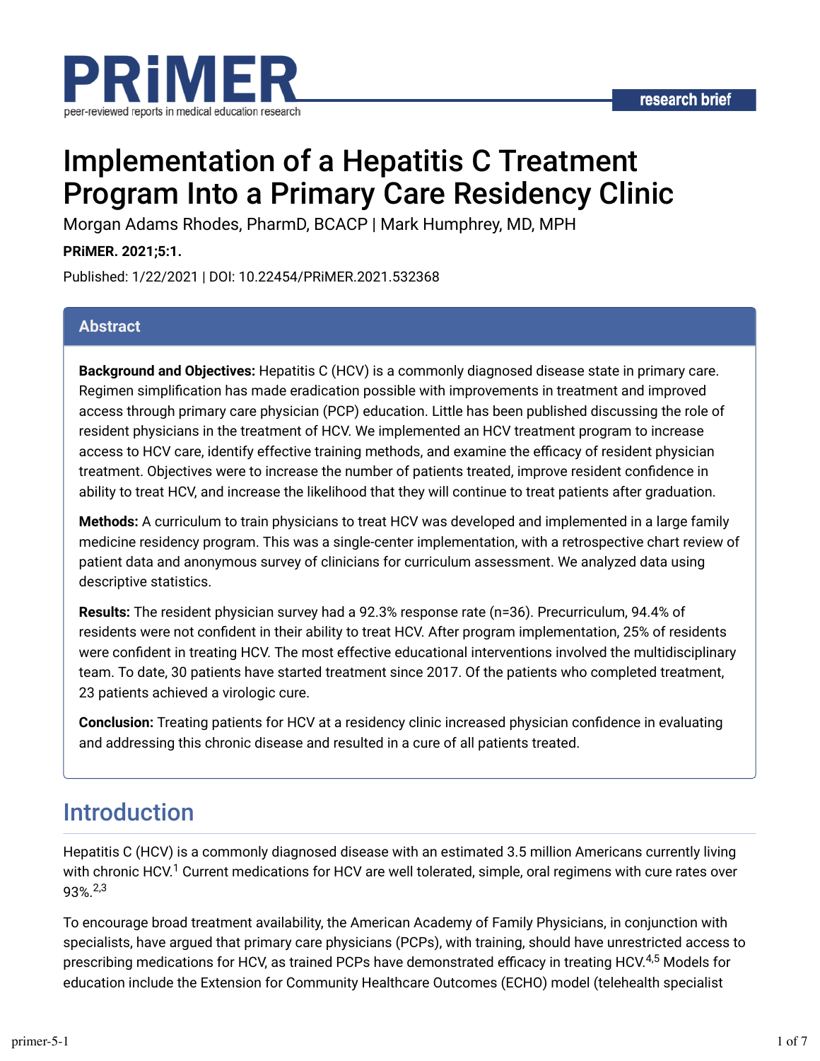PRiMER

peer-reviewed reports in medical education research

research brief

# Implementation of a Hepatitis C Treatment Program Into a Primary Care Residency Clinic

Morgan Adams Rhodes, PharmD, BCACP | Mark Humphrey, MD, MPH

**PRiMER. 2021;5:1.**

Published: 1/22/2021 | DOI: 10.22454/PRiMER.2021.532368

## Abstract

**Background and Objectives:** Hepatitis C (HCV) is a commonly diagnosed disease state in primary care. Regimen simplification has made eradication possible with improvements in treatment and improved access through primary care physician (PCP) education. Little has been published discussing the role of resident physicians in the treatment of HCV. We implemented an HCV treatment program to increase access to HCV care, identify effective training methods, and examine the efficacy of resident physician treatment. Objectives were to increase the number of patients treated, improve resident confidence in ability to treat HCV, and increase the likelihood that they will continue to treat patients after graduation.

**Methods:** A curriculum to train physicians to treat HCV was developed and implemented in a large family medicine residency program. This was a single-center implementation, with a retrospective chart review of patient data and anonymous survey of clinicians for curriculum assessment. We analyzed data using descriptive statistics.

**Results:** The resident physician survey had a 92.3% response rate (n=36). Precurriculum, 94.4% of residents were not confident in their ability to treat HCV. After program implementation, 25% of residents were confident in treating HCV. The most effective educational interventions involved the multidisciplinary team. To date, 30 patients have started treatment since 2017. Of the patients who completed treatment, 23 patients achieved a virologic cure.

**Conclusion:** Treating patients for HCV at a residency clinic increased physician confidence in evaluating and addressing this chronic disease and resulted in a cure of all patients treated.

## Introduction

Hepatitis C (HCV) is a commonly diagnosed disease with an estimated 3.5 million Americans currently living with chronic HCV.[1] Current medications for HCV are well tolerated, simple, oral regimens with cure rates over 93%.[2,3]

To encourage broad treatment availability, the American Academy of Family Physicians, in conjunction with specialists, have argued that primary care physicians (PCPs), with training, should have unrestricted access to prescribing medications for HCV, as trained PCPs have demonstrated efficacy in treating HCV.[4,5] Models for education include the Extension for Community Healthcare Outcomes (ECHO) model (telehealth specialist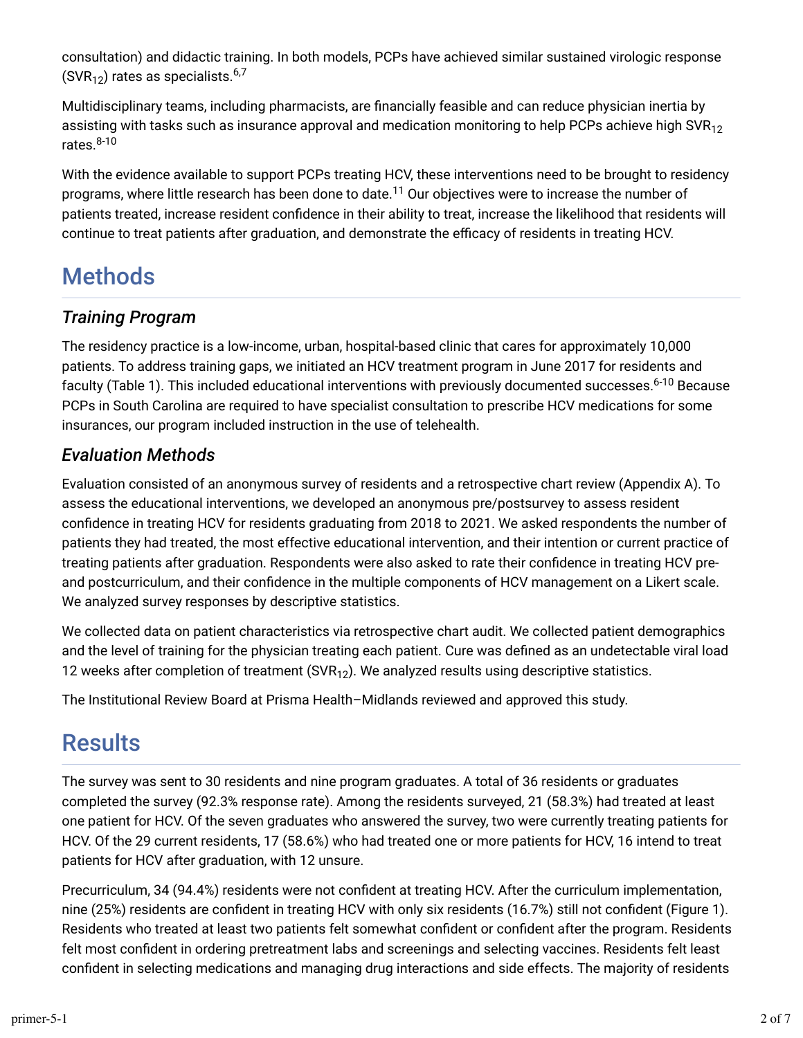consultation) and didactic training. In both models, PCPs have achieved similar sustained virologic response ($SVR_{12}$) rates as specialists.[6,7]

Multidisciplinary teams, including pharmacists, are financially feasible and can reduce physician inertia by assisting with tasks such as insurance approval and medication monitoring to help PCPs achieve high $SVR_{12}$ rates.[8-10]

With the evidence available to support PCPs treating HCV, these interventions need to be brought to residency programs, where little research has been done to date.[11] Our objectives were to increase the number of patients treated, increase resident confidence in their ability to treat, increase the likelihood that residents will continue to treat patients after graduation, and demonstrate the efficacy of residents in treating HCV.

# Methods

## *Training Program*

The residency practice is a low-income, urban, hospital-based clinic that cares for approximately 10,000 patients. To address training gaps, we initiated an HCV treatment program in June 2017 for residents and faculty (Table 1). This included educational interventions with previously documented successes.[6-10] Because PCPs in South Carolina are required to have specialist consultation to prescribe HCV medications for some insurances, our program included instruction in the use of telehealth.

## *Evaluation Methods*

Evaluation consisted of an anonymous survey of residents and a retrospective chart review (Appendix A). To assess the educational interventions, we developed an anonymous pre/postsurvey to assess resident confidence in treating HCV for residents graduating from 2018 to 2021. We asked respondents the number of patients they had treated, the most effective educational intervention, and their intention or current practice of treating patients after graduation. Respondents were also asked to rate their confidence in treating HCV pre- and postcurriculum, and their confidence in the multiple components of HCV management on a Likert scale. We analyzed survey responses by descriptive statistics.

We collected data on patient characteristics via retrospective chart audit. We collected patient demographics and the level of training for the physician treating each patient. Cure was defined as an undetectable viral load 12 weeks after completion of treatment ($SVR_{12}$). We analyzed results using descriptive statistics.

The Institutional Review Board at Prisma Health–Midlands reviewed and approved this study.

# Results

The survey was sent to 30 residents and nine program graduates. A total of 36 residents or graduates completed the survey (92.3% response rate). Among the residents surveyed, 21 (58.3%) had treated at least one patient for HCV. Of the seven graduates who answered the survey, two were currently treating patients for HCV. Of the 29 current residents, 17 (58.6%) who had treated one or more patients for HCV, 16 intend to treat patients for HCV after graduation, with 12 unsure.

Precurriculum, 34 (94.4%) residents were not confident at treating HCV. After the curriculum implementation, nine (25%) residents are confident in treating HCV with only six residents (16.7%) still not confident (Figure 1). Residents who treated at least two patients felt somewhat confident or confident after the program. Residents felt most confident in ordering pretreatment labs and screenings and selecting vaccines. Residents felt least confident in selecting medications and managing drug interactions and side effects. The majority of residents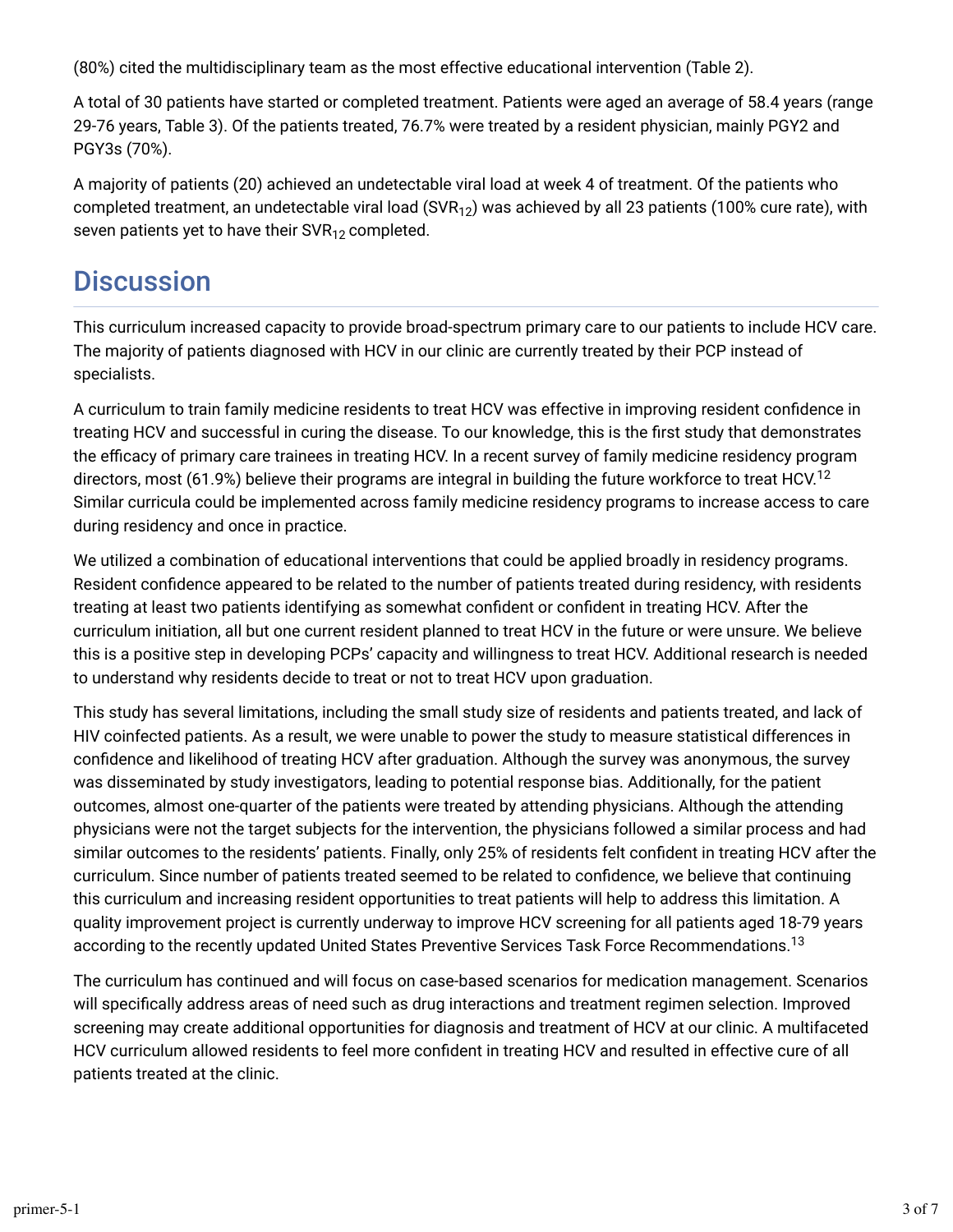(80%) cited the multidisciplinary team as the most effective educational intervention (Table 2).

A total of 30 patients have started or completed treatment. Patients were aged an average of 58.4 years (range 29-76 years, Table 3). Of the patients treated, 76.7% were treated by a resident physician, mainly PGY2 and PGY3s (70%).

A majority of patients (20) achieved an undetectable viral load at week 4 of treatment. Of the patients who completed treatment, an undetectable viral load ($SVR_{12}$) was achieved by all 23 patients (100% cure rate), with seven patients yet to have their $SVR_{12}$ completed.

## Discussion

This curriculum increased capacity to provide broad-spectrum primary care to our patients to include HCV care. The majority of patients diagnosed with HCV in our clinic are currently treated by their PCP instead of specialists.

A curriculum to train family medicine residents to treat HCV was effective in improving resident confidence in treating HCV and successful in curing the disease. To our knowledge, this is the first study that demonstrates the efficacy of primary care trainees in treating HCV. In a recent survey of family medicine residency program directors, most (61.9%) believe their programs are integral in building the future workforce to treat HCV.[12] Similar curricula could be implemented across family medicine residency programs to increase access to care during residency and once in practice.

We utilized a combination of educational interventions that could be applied broadly in residency programs. Resident confidence appeared to be related to the number of patients treated during residency, with residents treating at least two patients identifying as somewhat confident or confident in treating HCV. After the curriculum initiation, all but one current resident planned to treat HCV in the future or were unsure. We believe this is a positive step in developing PCPs' capacity and willingness to treat HCV. Additional research is needed to understand why residents decide to treat or not to treat HCV upon graduation.

This study has several limitations, including the small study size of residents and patients treated, and lack of HIV coinfected patients. As a result, we were unable to power the study to measure statistical differences in confidence and likelihood of treating HCV after graduation. Although the survey was anonymous, the survey was disseminated by study investigators, leading to potential response bias. Additionally, for the patient outcomes, almost one-quarter of the patients were treated by attending physicians. Although the attending physicians were not the target subjects for the intervention, the physicians followed a similar process and had similar outcomes to the residents' patients. Finally, only 25% of residents felt confident in treating HCV after the curriculum. Since number of patients treated seemed to be related to confidence, we believe that continuing this curriculum and increasing resident opportunities to treat patients will help to address this limitation. A quality improvement project is currently underway to improve HCV screening for all patients aged 18-79 years according to the recently updated United States Preventive Services Task Force Recommendations.[13]

The curriculum has continued and will focus on case-based scenarios for medication management. Scenarios will specifically address areas of need such as drug interactions and treatment regimen selection. Improved screening may create additional opportunities for diagnosis and treatment of HCV at our clinic. A multifaceted HCV curriculum allowed residents to feel more confident in treating HCV and resulted in effective cure of all patients treated at the clinic.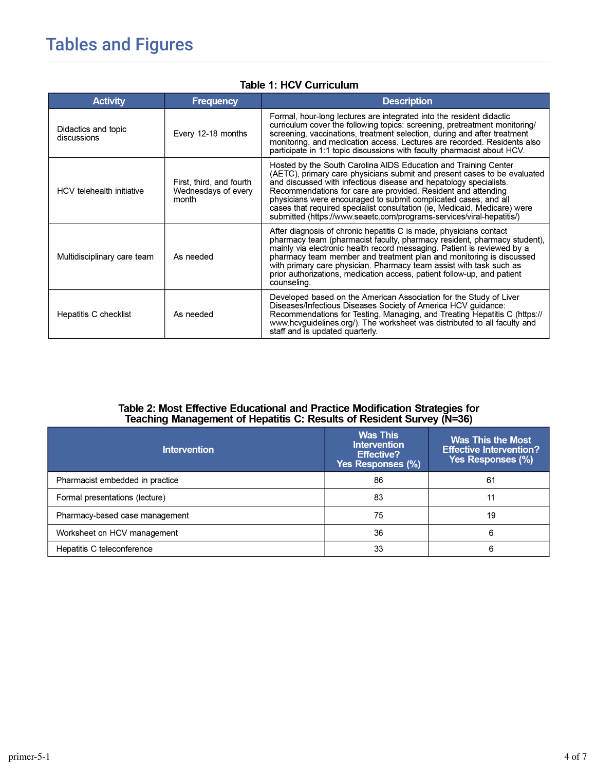# Tables and Figures

**Table 1: HCV Curriculum**

| Activity | Frequency | Description |
|---|---|---|
| Didactics and topic discussions | Every 12-18 months | Formal, hour-long lectures are integrated into the resident didactic curriculum cover the following topics: screening, pretreatment monitoring/ screening, vaccinations, treatment selection, during and after treatment monitoring, and medication access. Lectures are recorded. Residents also participate in 1:1 topic discussions with faculty pharmacist about HCV. |
| HCV telehealth initiative | First, third, and fourth Wednesdays of every month | Hosted by the South Carolina AIDS Education and Training Center (AETC), primary care physicians submit and present cases to be evaluated and discussed with infectious disease and hepatology specialists. Recommendations for care are provided. Resident and attending physicians were encouraged to submit complicated cases, and all cases that required specialist consultation (ie, Medicaid, Medicare) were submitted (https://www.seaetc.com/programs-services/viral-hepatitis/) |
| Multidisciplinary care team | As needed | After diagnosis of chronic hepatitis C is made, physicians contact pharmacy team (pharmacist faculty, pharmacy resident, pharmacy student), mainly via electronic health record messaging. Patient is reviewed by a pharmacy team member and treatment plan and monitoring is discussed with primary care physician. Pharmacy team assist with task such as prior authorizations, medication access, patient follow-up, and patient counseling. |
| Hepatitis C checklist | As needed | Developed based on the American Association for the Study of Liver Diseases/Infectious Diseases Society of America HCV guidance: Recommendations for Testing, Managing, and Treating Hepatitis C (https://www.hcvguidelines.org/). The worksheet was distributed to all faculty and staff and is updated quarterly. |

**Table 2: Most Effective Educational and Practice Modification Strategies for Teaching Management of Hepatitis C: Results of Resident Survey (N=36)**

| Intervention | Was This Intervention Effective? Yes Responses (%) | Was This the Most Effective Intervention? Yes Responses (%) |
|---|---|---|
| Pharmacist embedded in practice | 86 | 61 |
| Formal presentations (lecture) | 83 | 11 |
| Pharmacy-based case management | 75 | 19 |
| Worksheet on HCV management | 36 | 6 |
| Hepatitis C teleconference | 33 | 6 |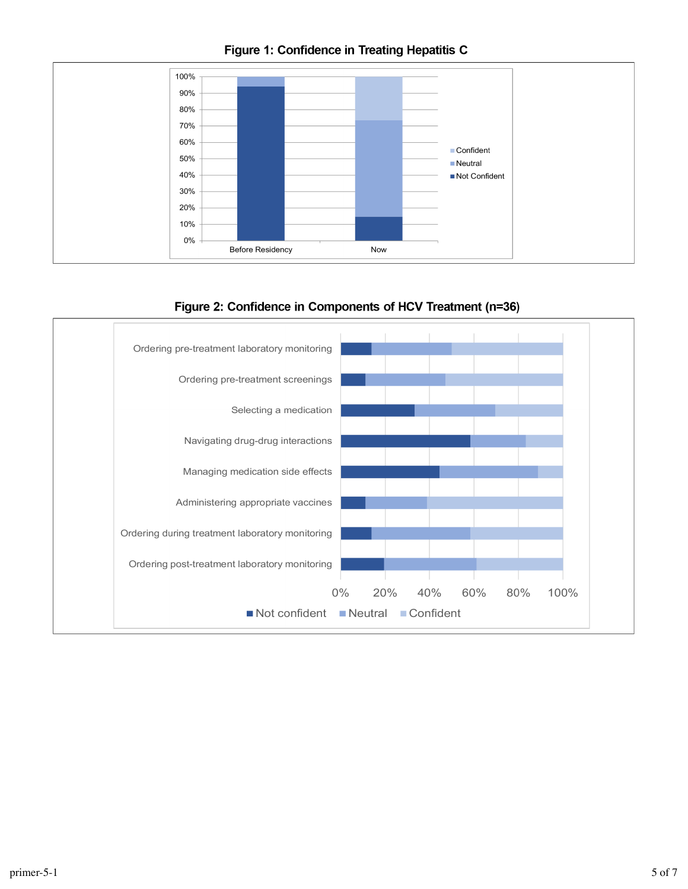**Figure 1: Confidence in Treating Hepatitis C**

| | Before Residency | Now |
|---|---|---|
| Not Confident | ~94% | ~15% |
| Neutral | ~6% | ~59% |
| Confident | 0% | ~26% |

**Figure 2: Confidence in Components of HCV Treatment (n=36)**

| Component | Not confident | Neutral | Confident |
|---|---|---|---|
| Ordering pre-treatment laboratory monitoring | ~14% | ~36% | ~50% |
| Ordering pre-treatment screenings | ~11% | ~36% | ~53% |
| Selecting a medication | ~33% | ~36% | ~31% |
| Navigating drug-drug interactions | ~58% | ~25% | ~17% |
| Managing medication side effects | ~44% | ~44% | ~11% |
| Administering appropriate vaccines | ~11% | ~28% | ~61% |
| Ordering during treatment laboratory monitoring | ~14% | ~44% | ~42% |
| Ordering post-treatment laboratory monitoring | ~19% | ~42% | ~39% |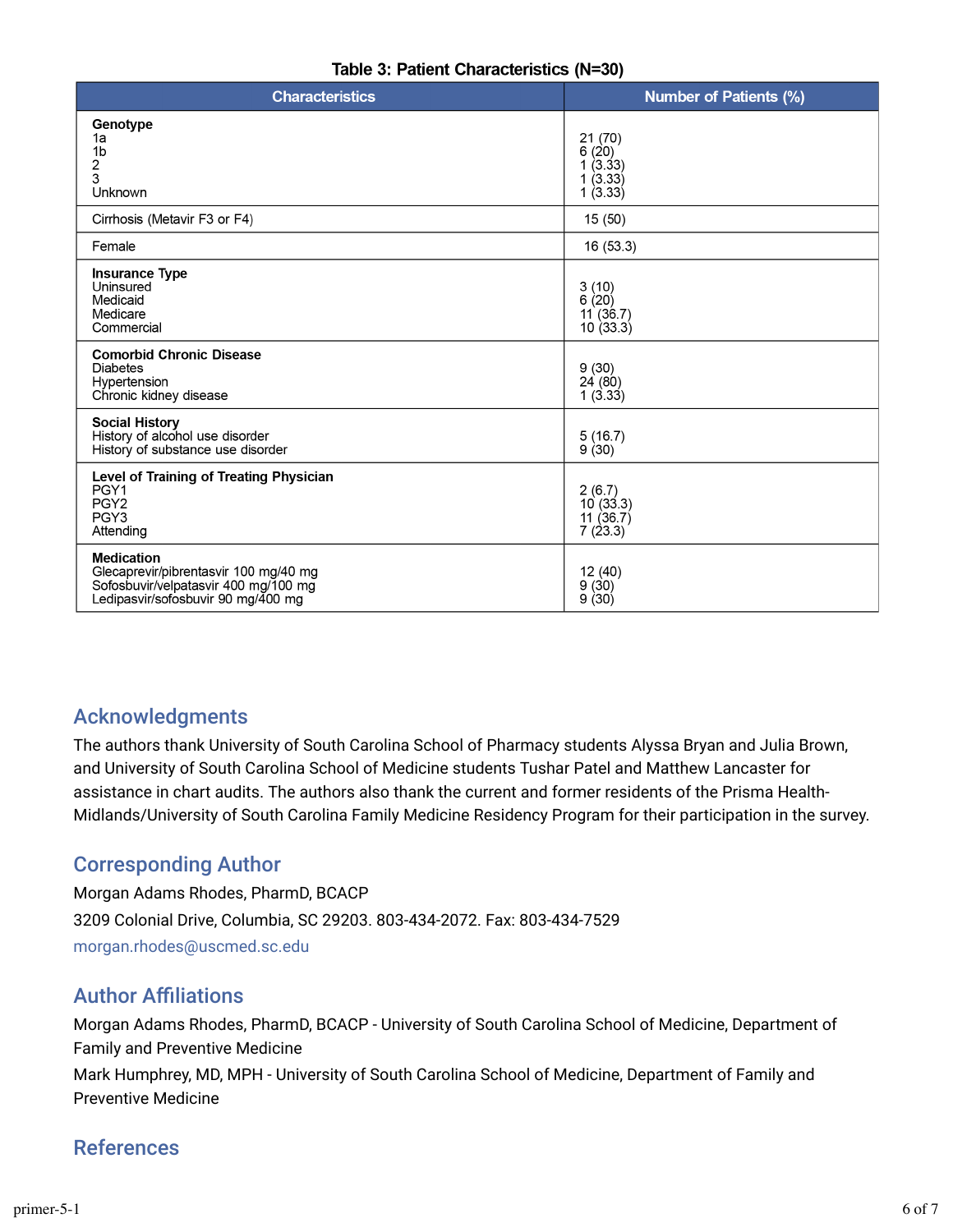**Table 3: Patient Characteristics (N=30)**

| Characteristics | Number of Patients (%) |
|---|---|
| **Genotype** | |
| 1a | 21 (70) |
| 1b | 6 (20) |
| 2 | 1 (3.33) |
| 3 | 1 (3.33) |
| Unknown | 1 (3.33) |
| Cirrhosis (Metavir F3 or F4) | 15 (50) |
| Female | 16 (53.3) |
| **Insurance Type** | |
| Uninsured | 3 (10) |
| Medicaid | 6 (20) |
| Medicare | 11 (36.7) |
| Commercial | 10 (33.3) |
| **Comorbid Chronic Disease** | |
| Diabetes | 9 (30) |
| Hypertension | 24 (80) |
| Chronic kidney disease | 1 (3.33) |
| **Social History** | |
| History of alcohol use disorder | 5 (16.7) |
| History of substance use disorder | 9 (30) |
| **Level of Training of Treating Physician** | |
| PGY1 | 2 (6.7) |
| PGY2 | 10 (33.3) |
| PGY3 | 11 (36.7) |
| Attending | 7 (23.3) |
| **Medication** | |
| Glecaprevir/pibrentasvir 100 mg/40 mg | 12 (40) |
| Sofosbuvir/velpatasvir 400 mg/100 mg | 9 (30) |
| Ledipasvir/sofosbuvir 90 mg/400 mg | 9 (30) |

## Acknowledgments

The authors thank University of South Carolina School of Pharmacy students Alyssa Bryan and Julia Brown, and University of South Carolina School of Medicine students Tushar Patel and Matthew Lancaster for assistance in chart audits. The authors also thank the current and former residents of the Prisma Health-Midlands/University of South Carolina Family Medicine Residency Program for their participation in the survey.

## Corresponding Author

Morgan Adams Rhodes, PharmD, BCACP

3209 Colonial Drive, Columbia, SC 29203. 803-434-2072. Fax: 803-434-7529

morgan.rhodes@uscmed.sc.edu

## Author Affiliations

Morgan Adams Rhodes, PharmD, BCACP - University of South Carolina School of Medicine, Department of Family and Preventive Medicine

Mark Humphrey, MD, MPH - University of South Carolina School of Medicine, Department of Family and Preventive Medicine

## References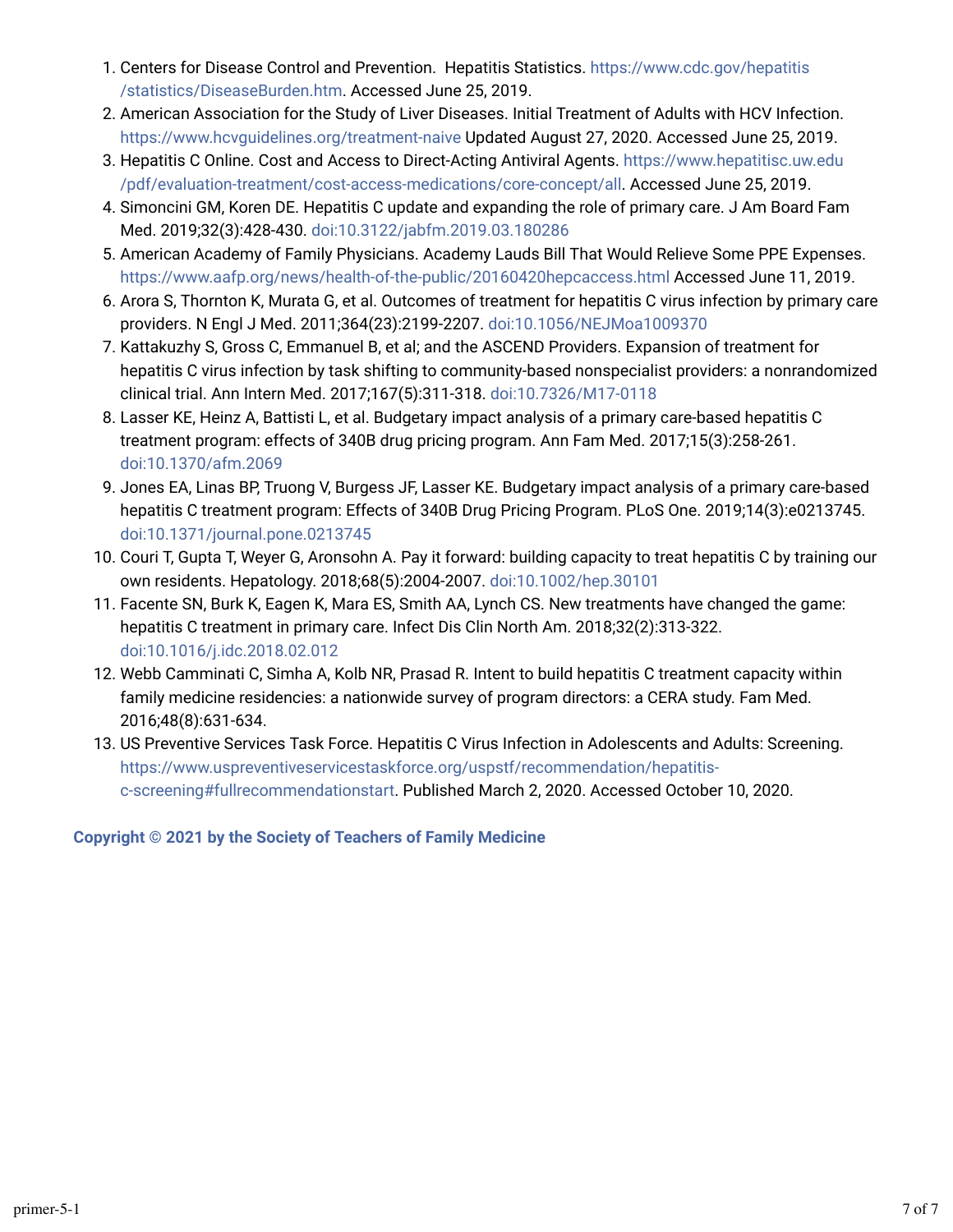1. Centers for Disease Control and Prevention. Hepatitis Statistics. https://www.cdc.gov/hepatitis/statistics/DiseaseBurden.htm. Accessed June 25, 2019.
2. American Association for the Study of Liver Diseases. Initial Treatment of Adults with HCV Infection. https://www.hcvguidelines.org/treatment-naive Updated August 27, 2020. Accessed June 25, 2019.
3. Hepatitis C Online. Cost and Access to Direct-Acting Antiviral Agents. https://www.hepatitisc.uw.edu/pdf/evaluation-treatment/cost-access-medications/core-concept/all. Accessed June 25, 2019.
4. Simoncini GM, Koren DE. Hepatitis C update and expanding the role of primary care. J Am Board Fam Med. 2019;32(3):428-430. doi:10.3122/jabfm.2019.03.180286
5. American Academy of Family Physicians. Academy Lauds Bill That Would Relieve Some PPE Expenses. https://www.aafp.org/news/health-of-the-public/20160420hepcaccess.html Accessed June 11, 2019.
6. Arora S, Thornton K, Murata G, et al. Outcomes of treatment for hepatitis C virus infection by primary care providers. N Engl J Med. 2011;364(23):2199-2207. doi:10.1056/NEJMoa1009370
7. Kattakuzhy S, Gross C, Emmanuel B, et al; and the ASCEND Providers. Expansion of treatment for hepatitis C virus infection by task shifting to community-based nonspecialist providers: a nonrandomized clinical trial. Ann Intern Med. 2017;167(5):311-318. doi:10.7326/M17-0118
8. Lasser KE, Heinz A, Battisti L, et al. Budgetary impact analysis of a primary care-based hepatitis C treatment program: effects of 340B drug pricing program. Ann Fam Med. 2017;15(3):258-261. doi:10.1370/afm.2069
9. Jones EA, Linas BP, Truong V, Burgess JF, Lasser KE. Budgetary impact analysis of a primary care-based hepatitis C treatment program: Effects of 340B Drug Pricing Program. PLoS One. 2019;14(3):e0213745. doi:10.1371/journal.pone.0213745
10. Couri T, Gupta T, Weyer G, Aronsohn A. Pay it forward: building capacity to treat hepatitis C by training our own residents. Hepatology. 2018;68(5):2004-2007. doi:10.1002/hep.30101
11. Facente SN, Burk K, Eagen K, Mara ES, Smith AA, Lynch CS. New treatments have changed the game: hepatitis C treatment in primary care. Infect Dis Clin North Am. 2018;32(2):313-322. doi:10.1016/j.idc.2018.02.012
12. Webb Camminati C, Simha A, Kolb NR, Prasad R. Intent to build hepatitis C treatment capacity within family medicine residencies: a nationwide survey of program directors: a CERA study. Fam Med. 2016;48(8):631-634.
13. US Preventive Services Task Force. Hepatitis C Virus Infection in Adolescents and Adults: Screening. https://www.uspreventiveservicestaskforce.org/uspstf/recommendation/hepatitis-c-screening#fullrecommendationstart. Published March 2, 2020. Accessed October 10, 2020.

**Copyright © 2021 by the Society of Teachers of Family Medicine**